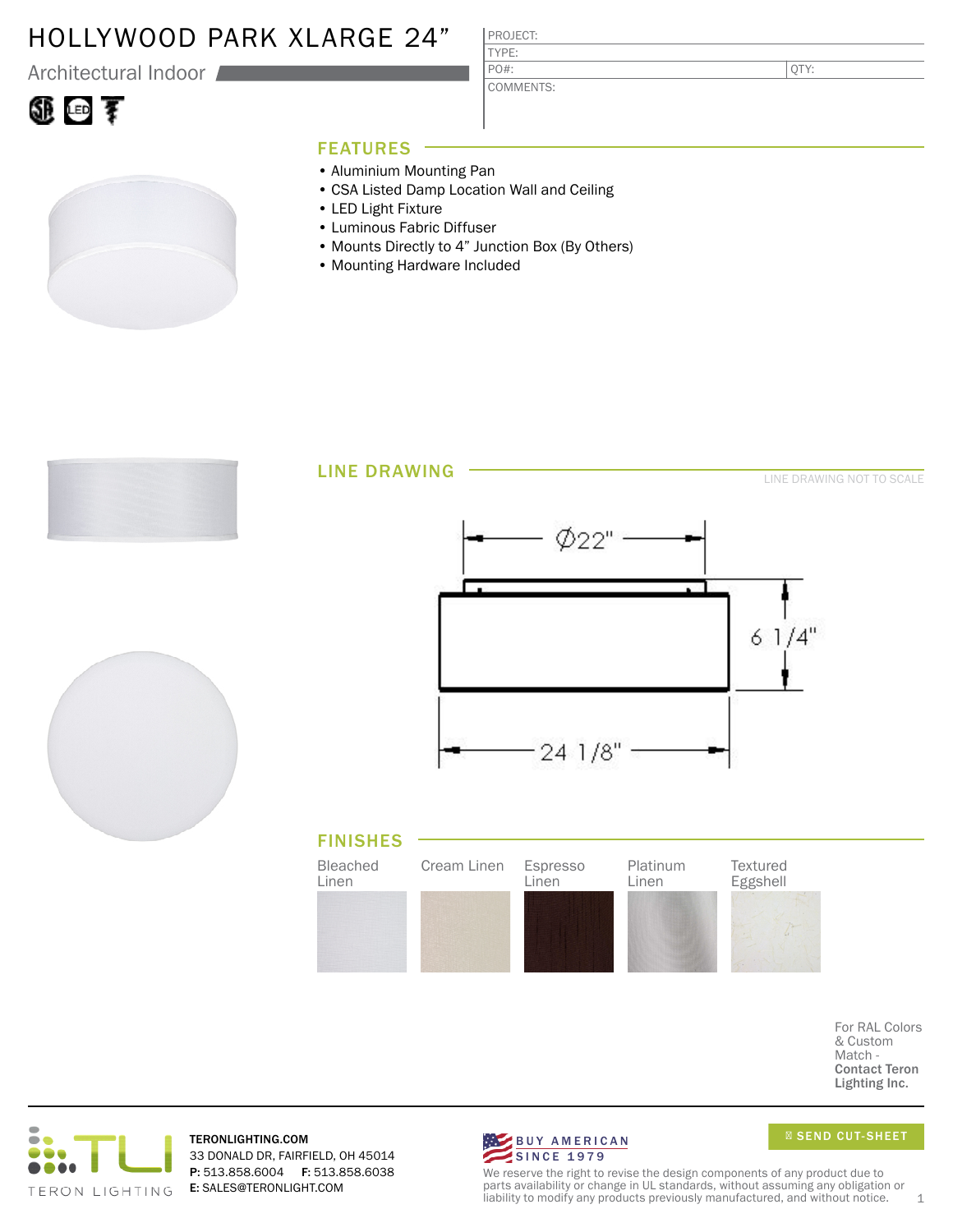# HOLLYWOOD PARK XLARGE 24"

Architectural Indoor

| PROJECT: | |
|---|---|
| TYPE: | |
| PO#: | QTY: |
| COMMENTS: | |

## FEATURES

- Aluminium Mounting Pan
- CSA Listed Damp Location Wall and Ceiling
- LED Light Fixture
- Luminous Fabric Diffuser
- Mounts Directly to 4" Junction Box (By Others)
- Mounting Hardware Included

## LINE DRAWING

LINE DRAWING NOT TO SCALE

Ø22"

6 1/4"

24 1/8"

## FINISHES

Bleached Linen | Cream Linen | Espresso Linen | Platinum Linen | Textured Eggshell

For RAL Colors & Custom Match - **Contact Teron Lighting Inc.**

TERON LIGHTING

**TERONLIGHTING.COM**
33 DONALD DR, FAIRFIELD, OH 45014
**P:** 513.858.6004 **F:** 513.858.6038
**E:** SALES@TERONLIGHT.COM

BUY AMERICAN SINCE 1979

SEND CUT-SHEET

We reserve the right to revise the design components of any product due to parts availability or change in UL standards, without assuming any obligation or liability to modify any products previously manufactured, and without notice.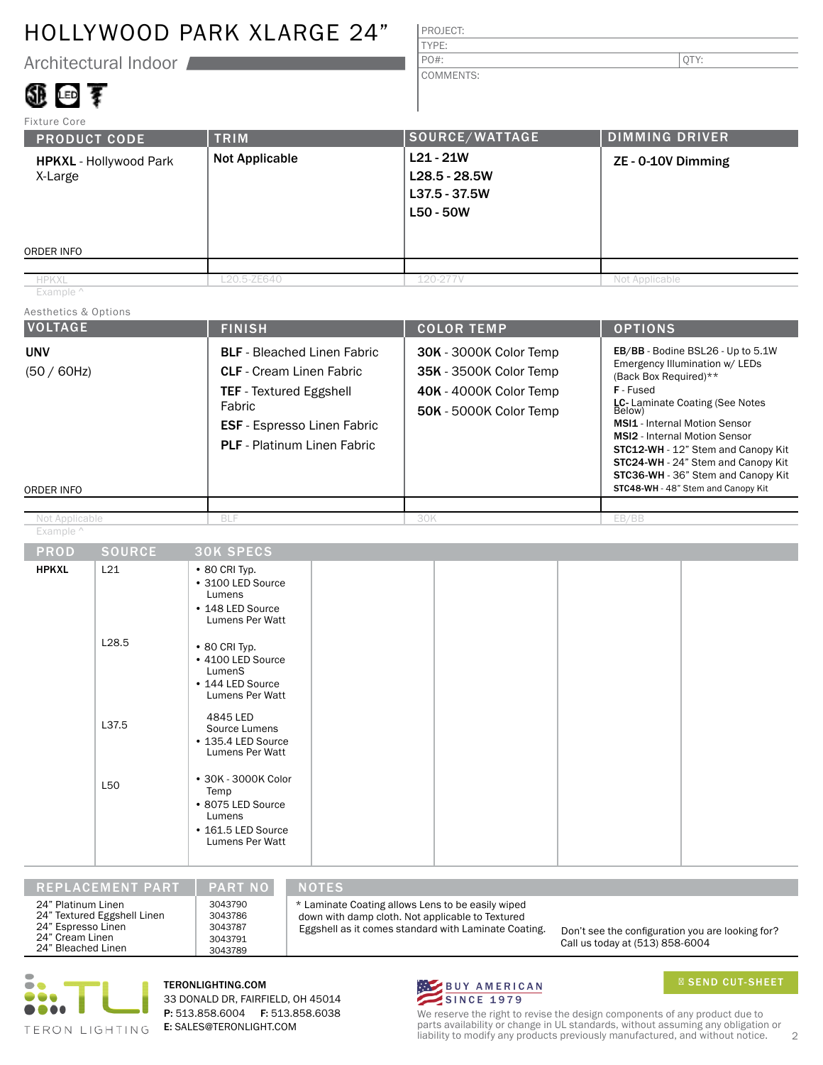# HOLLYWOOD PARK XLARGE 24"

Architectual Indoor

| | |
|---|---|
| PROJECT: | |
| TYPE: | |
| PO#: | QTY: |
| COMMENTS: | |

Fixture Core

| PRODUCT CODE | TRIM | SOURCE/WATTAGE | DIMMING DRIVER |
|---|---|---|---|
| **HPKXL** - Hollywood Park X-Large | **Not Applicable** | **L21 - 21W**<br>**L28.5 - 28.5W**<br>**L37.5 - 37.5W**<br>**L50 - 50W** | **ZE - 0-10V Dimming** |
| ORDER INFO | | | |
| HPKXL | L20.5-ZE640 | 120-277V | Not Applicable |

Example ^

Aesthetics & Options

| VOLTAGE | FINISH | COLOR TEMP | OPTIONS |
|---|---|---|---|
| **UNV**<br>(50 / 60Hz) | **BLF** - Bleached Linen Fabric<br>**CLF** - Cream Linen Fabric<br>**TEF** - Textured Eggshell Fabric<br>**ESF** - Espresso Linen Fabric<br>**PLF** - Platinum Linen Fabric | **30K** - 3000K Color Temp<br>**35K** - 3500K Color Temp<br>**40K** - 4000K Color Temp<br>**50K** - 5000K Color Temp | **EB/BB** - Bodine BSL26 - Up to 5.1W Emergency Illumination w/ LEDs (Back Box Required)**<br>**F** - Fused<br>**LC**- Laminate Coating (See Notes Below)<br>**MSI1** - Internal Motion Sensor<br>**MSI2** - Internal Motion Sensor<br>**STC12-WH** - 12" Stem and Canopy Kit<br>**STC24-WH** - 24" Stem and Canopy Kit<br>**STC36-WH** - 36" Stem and Canopy Kit<br>**STC48-WH** - 48" Stem and Canopy Kit |
| ORDER INFO | | | |
| Not Applicable | BLF | 30K | EB/BB |

Example ^

| PROD | SOURCE | 30K SPECS |
|---|---|---|
| **HPKXL** | L21 | • 80 CRI Typ.<br>• 3100 LED Source Lumens<br>• 148 LED Source Lumens Per Watt |
| | L28.5 | • 80 CRI Typ.<br>• 4100 LED Source LumenS<br>• 144 LED Source Lumens Per Watt |
| | L37.5 | 4845 LED Source Lumens<br>• 135.4 LED Source Lumens Per Watt |
| | L50 | • 30K - 3000K Color Temp<br>• 8075 LED Source Lumens<br>• 161.5 LED Source Lumens Per Watt |

| REPLACEMENT PART | PART NO |
|---|---|
| 24" Platinum Linen | 3043790 |
| 24" Textured Eggshell Linen | 3043786 |
| 24" Espresso Linen | 3043787 |
| 24" Cream Linen | 3043791 |
| 24" Bleached Linen | 3043789 |

## NOTES

* Laminate Coating allows Lens to be easily wiped down with damp cloth. Not applicable to Textured Eggshell as it comes standard with Laminate Coating.

Don't see the configuration you are looking for? Call us today at (513) 858-6004

TERON LIGHTING

TERONLIGHTING.COM
33 DONALD DR, FAIRFIELD, OH 45014
**P:** 513.858.6004 **F:** 513.858.6038
**E:** SALES@TERONLIGHT.COM

BUY AMERICAN SINCE 1979

SEND CUT-SHEET

We reserve the right to revise the design components of any product due to parts availability or change in UL standards, without assuming any obligation or liability to modify any products previously manufactured, and without notice.